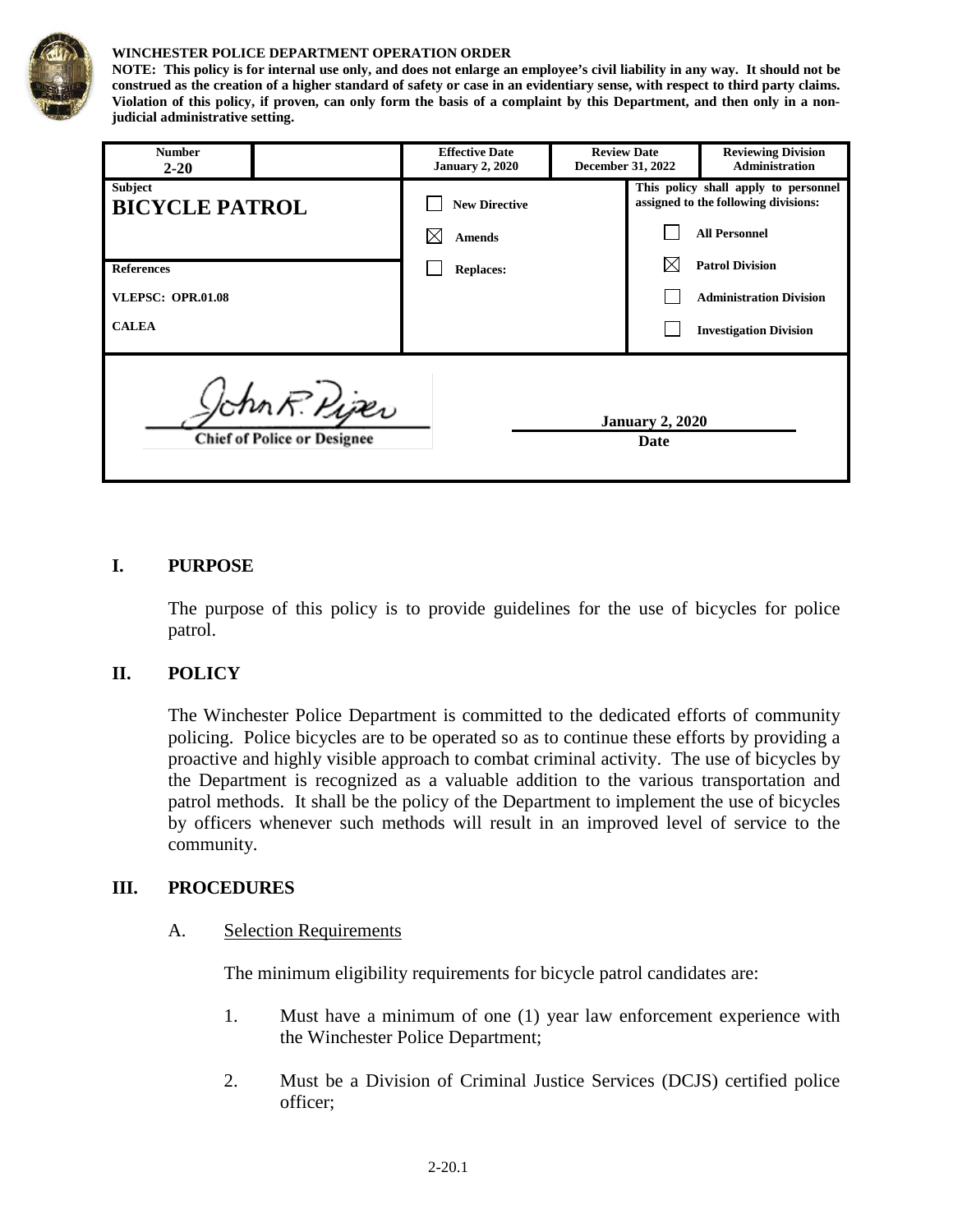**WINCHESTER POLICE DEPARTMENT OPERATION ORDER**

**NOTE: This policy is for internal use only, and does not enlarge an employee's civil liability in any way. It should not be construed as the creation of a higher standard of safety or case in an evidentiary sense, with respect to third party claims. Violation of this policy, if proven, can only form the basis of a complaint by this Department, and then only in a non-judicial administrative setting.**

| Number 2-20 | | Effective Date January 2, 2020 | Review Date December 31, 2022 | Reviewing Division Administration |
|---|---|---|---|---|
| Subject **BICYCLE PATROL** | | ☐ New Directive | This policy shall apply to personnel assigned to the following divisions: | |
| | | ☒ Amends | ☐ All Personnel | |
| References VLEPSC: OPR.01.08 CALEA | | ☐ Replaces: | ☒ Patrol Division | |
| | | | ☐ Administration Division | |
| | | | ☐ Investigation Division | |

John R. Piper
Chief of Police or Designee

January 2, 2020
Date

## I. PURPOSE

The purpose of this policy is to provide guidelines for the use of bicycles for police patrol.

## II. POLICY

The Winchester Police Department is committed to the dedicated efforts of community policing. Police bicycles are to be operated so as to continue these efforts by providing a proactive and highly visible approach to combat criminal activity. The use of bicycles by the Department is recognized as a valuable addition to the various transportation and patrol methods. It shall be the policy of the Department to implement the use of bicycles by officers whenever such methods will result in an improved level of service to the community.

## III. PROCEDURES

A. Selection Requirements

The minimum eligibility requirements for bicycle patrol candidates are:

1. Must have a minimum of one (1) year law enforcement experience with the Winchester Police Department;

2. Must be a Division of Criminal Justice Services (DCJS) certified police officer;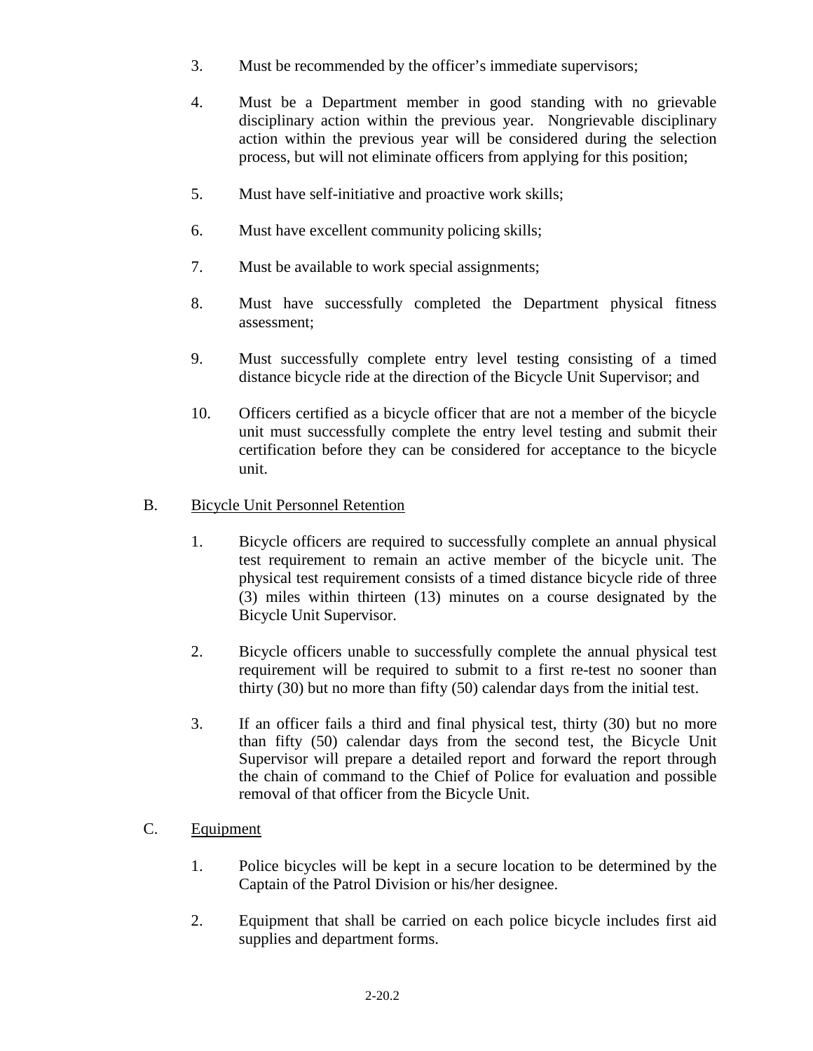3. Must be recommended by the officer's immediate supervisors;

4. Must be a Department member in good standing with no grievable disciplinary action within the previous year. Nongrievable disciplinary action within the previous year will be considered during the selection process, but will not eliminate officers from applying for this position;

5. Must have self-initiative and proactive work skills;

6. Must have excellent community policing skills;

7. Must be available to work special assignments;

8. Must have successfully completed the Department physical fitness assessment;

9. Must successfully complete entry level testing consisting of a timed distance bicycle ride at the direction of the Bicycle Unit Supervisor; and

10. Officers certified as a bicycle officer that are not a member of the bicycle unit must successfully complete the entry level testing and submit their certification before they can be considered for acceptance to the bicycle unit.

B. <u>Bicycle Unit Personnel Retention</u>

1. Bicycle officers are required to successfully complete an annual physical test requirement to remain an active member of the bicycle unit. The physical test requirement consists of a timed distance bicycle ride of three (3) miles within thirteen (13) minutes on a course designated by the Bicycle Unit Supervisor.

2. Bicycle officers unable to successfully complete the annual physical test requirement will be required to submit to a first re-test no sooner than thirty (30) but no more than fifty (50) calendar days from the initial test.

3. If an officer fails a third and final physical test, thirty (30) but no more than fifty (50) calendar days from the second test, the Bicycle Unit Supervisor will prepare a detailed report and forward the report through the chain of command to the Chief of Police for evaluation and possible removal of that officer from the Bicycle Unit.

C. <u>Equipment</u>

1. Police bicycles will be kept in a secure location to be determined by the Captain of the Patrol Division or his/her designee.

2. Equipment that shall be carried on each police bicycle includes first aid supplies and department forms.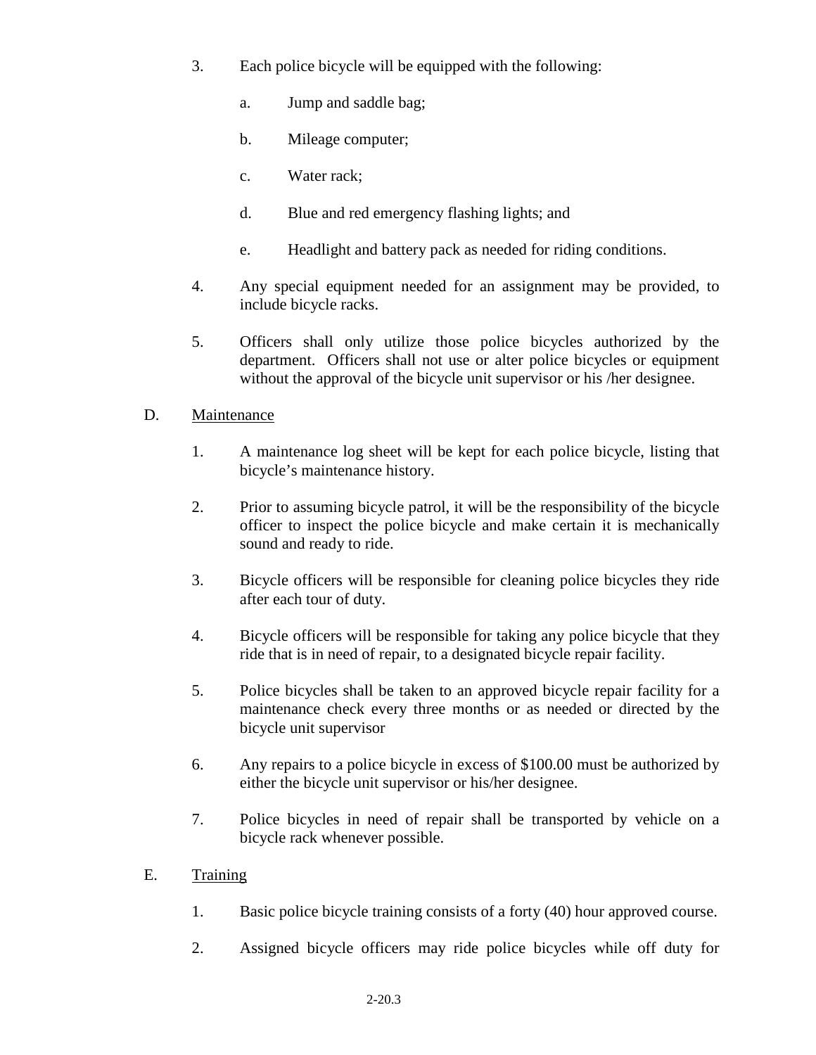3. Each police bicycle will be equipped with the following:

   a. Jump and saddle bag;

   b. Mileage computer;

   c. Water rack;

   d. Blue and red emergency flashing lights; and

   e. Headlight and battery pack as needed for riding conditions.

4. Any special equipment needed for an assignment may be provided, to include bicycle racks.

5. Officers shall only utilize those police bicycles authorized by the department. Officers shall not use or alter police bicycles or equipment without the approval of the bicycle unit supervisor or his /her designee.

D. <u>Maintenance</u>

1. A maintenance log sheet will be kept for each police bicycle, listing that bicycle's maintenance history.

2. Prior to assuming bicycle patrol, it will be the responsibility of the bicycle officer to inspect the police bicycle and make certain it is mechanically sound and ready to ride.

3. Bicycle officers will be responsible for cleaning police bicycles they ride after each tour of duty.

4. Bicycle officers will be responsible for taking any police bicycle that they ride that is in need of repair, to a designated bicycle repair facility.

5. Police bicycles shall be taken to an approved bicycle repair facility for a maintenance check every three months or as needed or directed by the bicycle unit supervisor

6. Any repairs to a police bicycle in excess of $100.00 must be authorized by either the bicycle unit supervisor or his/her designee.

7. Police bicycles in need of repair shall be transported by vehicle on a bicycle rack whenever possible.

E. <u>Training</u>

1. Basic police bicycle training consists of a forty (40) hour approved course.

2. Assigned bicycle officers may ride police bicycles while off duty for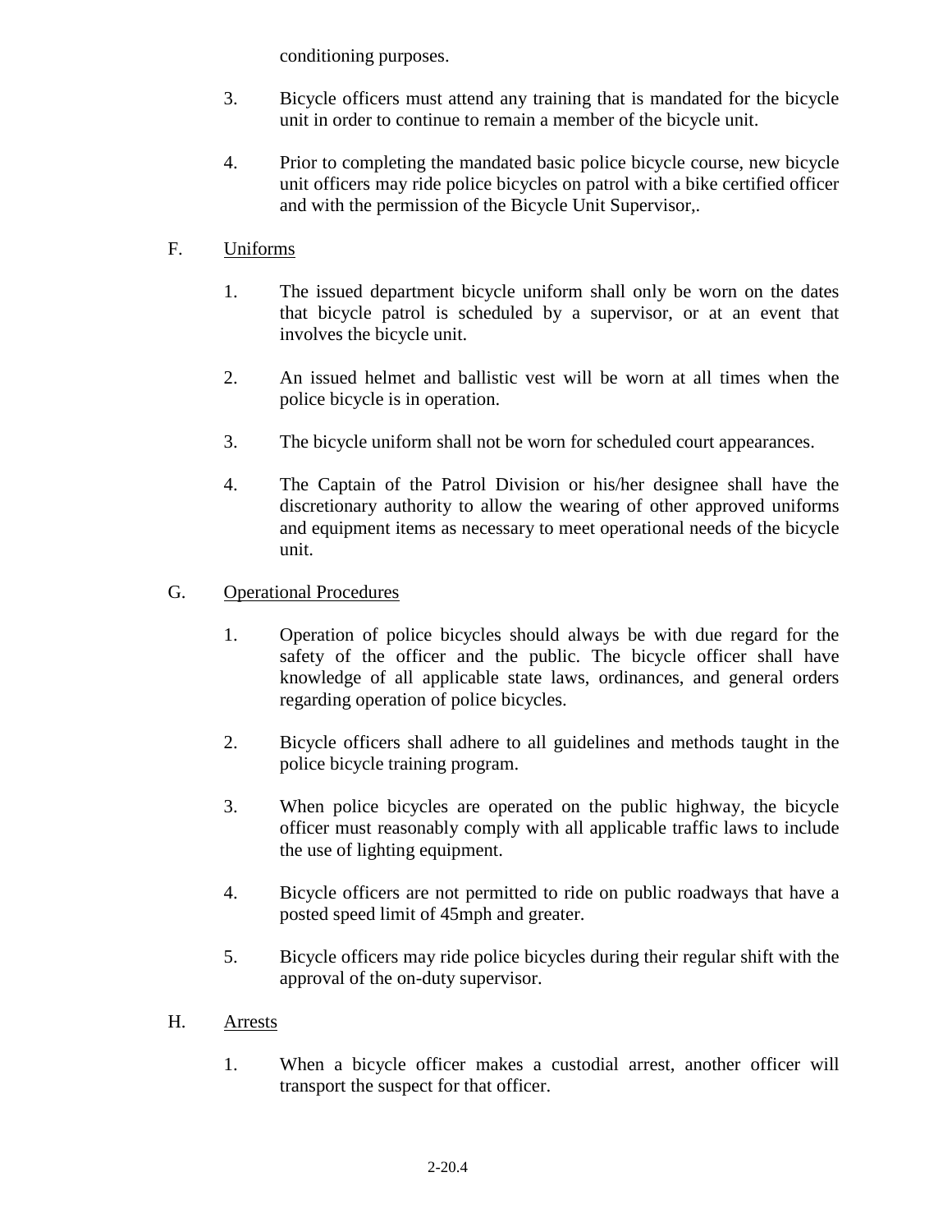conditioning purposes.

3. Bicycle officers must attend any training that is mandated for the bicycle unit in order to continue to remain a member of the bicycle unit.

4. Prior to completing the mandated basic police bicycle course, new bicycle unit officers may ride police bicycles on patrol with a bike certified officer and with the permission of the Bicycle Unit Supervisor,.

F. Uniforms

1. The issued department bicycle uniform shall only be worn on the dates that bicycle patrol is scheduled by a supervisor, or at an event that involves the bicycle unit.

2. An issued helmet and ballistic vest will be worn at all times when the police bicycle is in operation.

3. The bicycle uniform shall not be worn for scheduled court appearances.

4. The Captain of the Patrol Division or his/her designee shall have the discretionary authority to allow the wearing of other approved uniforms and equipment items as necessary to meet operational needs of the bicycle unit.

G. Operational Procedures

1. Operation of police bicycles should always be with due regard for the safety of the officer and the public. The bicycle officer shall have knowledge of all applicable state laws, ordinances, and general orders regarding operation of police bicycles.

2. Bicycle officers shall adhere to all guidelines and methods taught in the police bicycle training program.

3. When police bicycles are operated on the public highway, the bicycle officer must reasonably comply with all applicable traffic laws to include the use of lighting equipment.

4. Bicycle officers are not permitted to ride on public roadways that have a posted speed limit of 45mph and greater.

5. Bicycle officers may ride police bicycles during their regular shift with the approval of the on-duty supervisor.

H. Arrests

1. When a bicycle officer makes a custodial arrest, another officer will transport the suspect for that officer.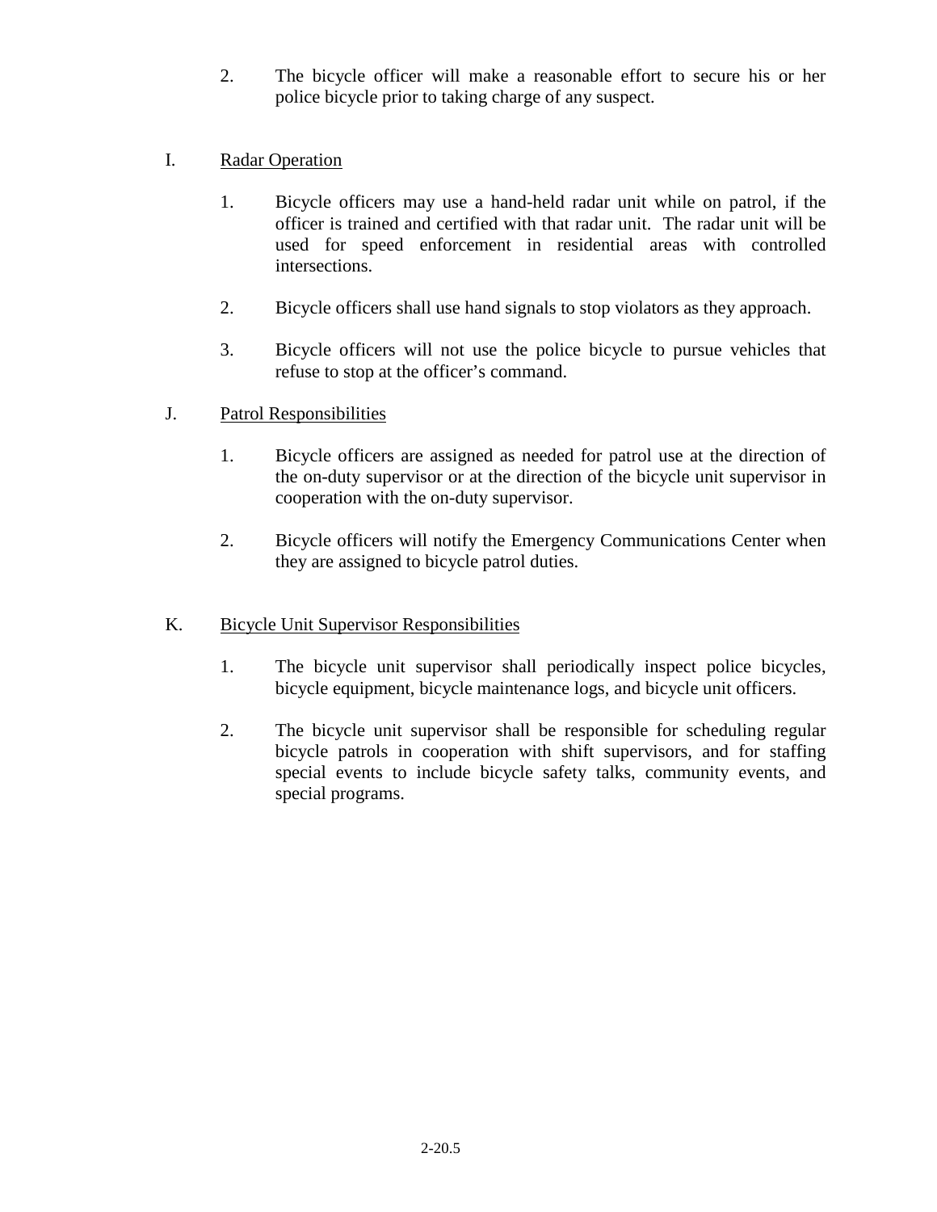2. The bicycle officer will make a reasonable effort to secure his or her police bicycle prior to taking charge of any suspect.

I. Radar Operation

1. Bicycle officers may use a hand-held radar unit while on patrol, if the officer is trained and certified with that radar unit. The radar unit will be used for speed enforcement in residential areas with controlled intersections.

2. Bicycle officers shall use hand signals to stop violators as they approach.

3. Bicycle officers will not use the police bicycle to pursue vehicles that refuse to stop at the officer's command.

J. Patrol Responsibilities

1. Bicycle officers are assigned as needed for patrol use at the direction of the on-duty supervisor or at the direction of the bicycle unit supervisor in cooperation with the on-duty supervisor.

2. Bicycle officers will notify the Emergency Communications Center when they are assigned to bicycle patrol duties.

K. Bicycle Unit Supervisor Responsibilities

1. The bicycle unit supervisor shall periodically inspect police bicycles, bicycle equipment, bicycle maintenance logs, and bicycle unit officers.

2. The bicycle unit supervisor shall be responsible for scheduling regular bicycle patrols in cooperation with shift supervisors, and for staffing special events to include bicycle safety talks, community events, and special programs.